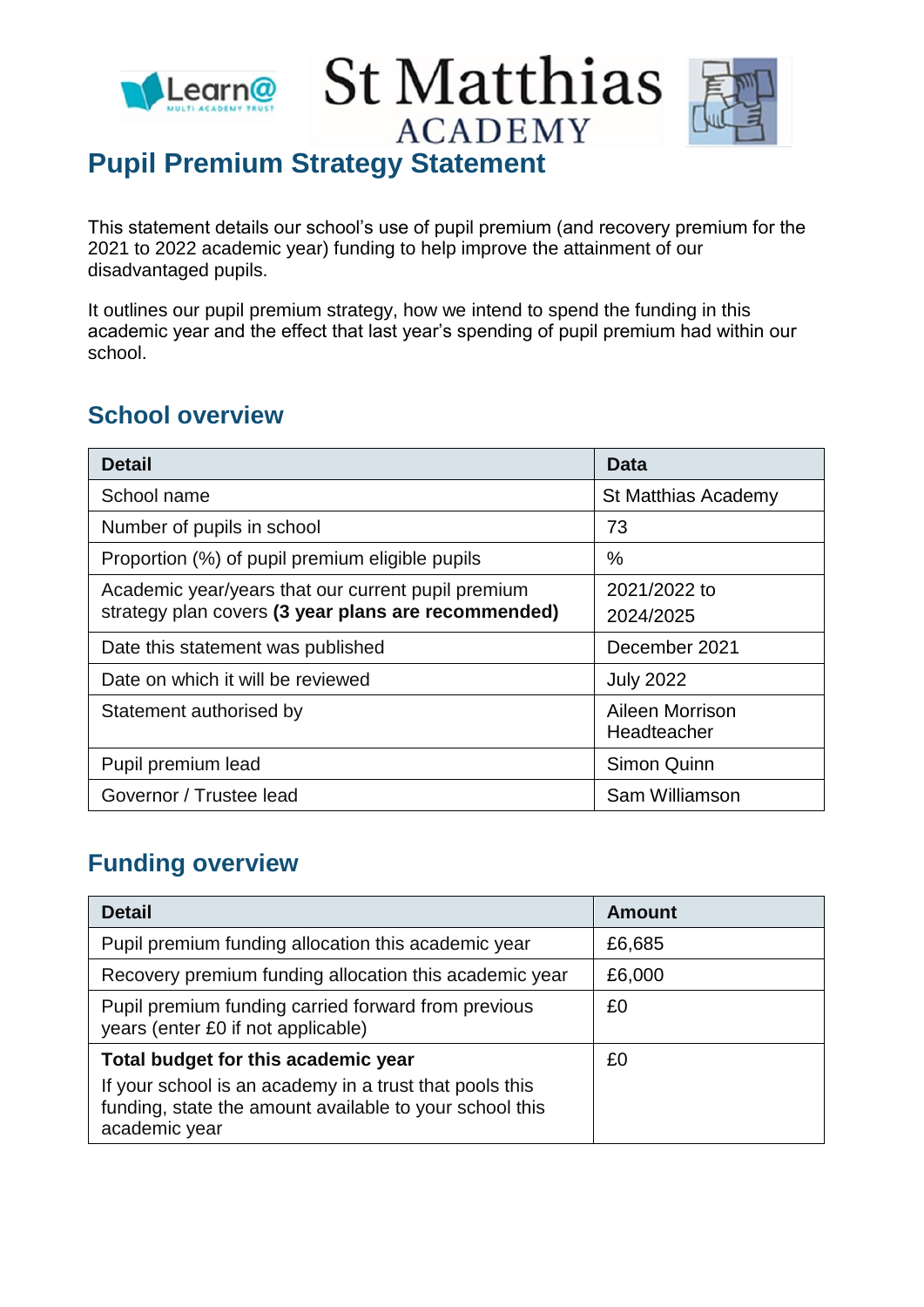# Pupil Premium Strategy Statement

This statement details our school's use of pupil premium (and recovery premium for the 2021 to 2022 academic year) funding to help improve the attainment of our disadvantaged pupils.

It outlines our pupil premium strategy, how we intend to spend the funding in this academic year and the effect that last year's spending of pupil premium had within our school.

## School overview

| Detail | Data |
|---|---|
| School name | St Matthias Academy |
| Number of pupils in school | 73 |
| Proportion (%) of pupil premium eligible pupils | % |
| Academic year/years that our current pupil premium strategy plan covers **(3 year plans are recommended)** | 2021/2022 to 2024/2025 |
| Date this statement was published | December 2021 |
| Date on which it will be reviewed | July 2022 |
| Statement authorised by | Aileen Morrison Headteacher |
| Pupil premium lead | Simon Quinn |
| Governor / Trustee lead | Sam Williamson |

## Funding overview

| Detail | Amount |
|---|---|
| Pupil premium funding allocation this academic year | £6,685 |
| Recovery premium funding allocation this academic year | £6,000 |
| Pupil premium funding carried forward from previous years (enter £0 if not applicable) | £0 |
| **Total budget for this academic year** If your school is an academy in a trust that pools this funding, state the amount available to your school this academic year | £0 |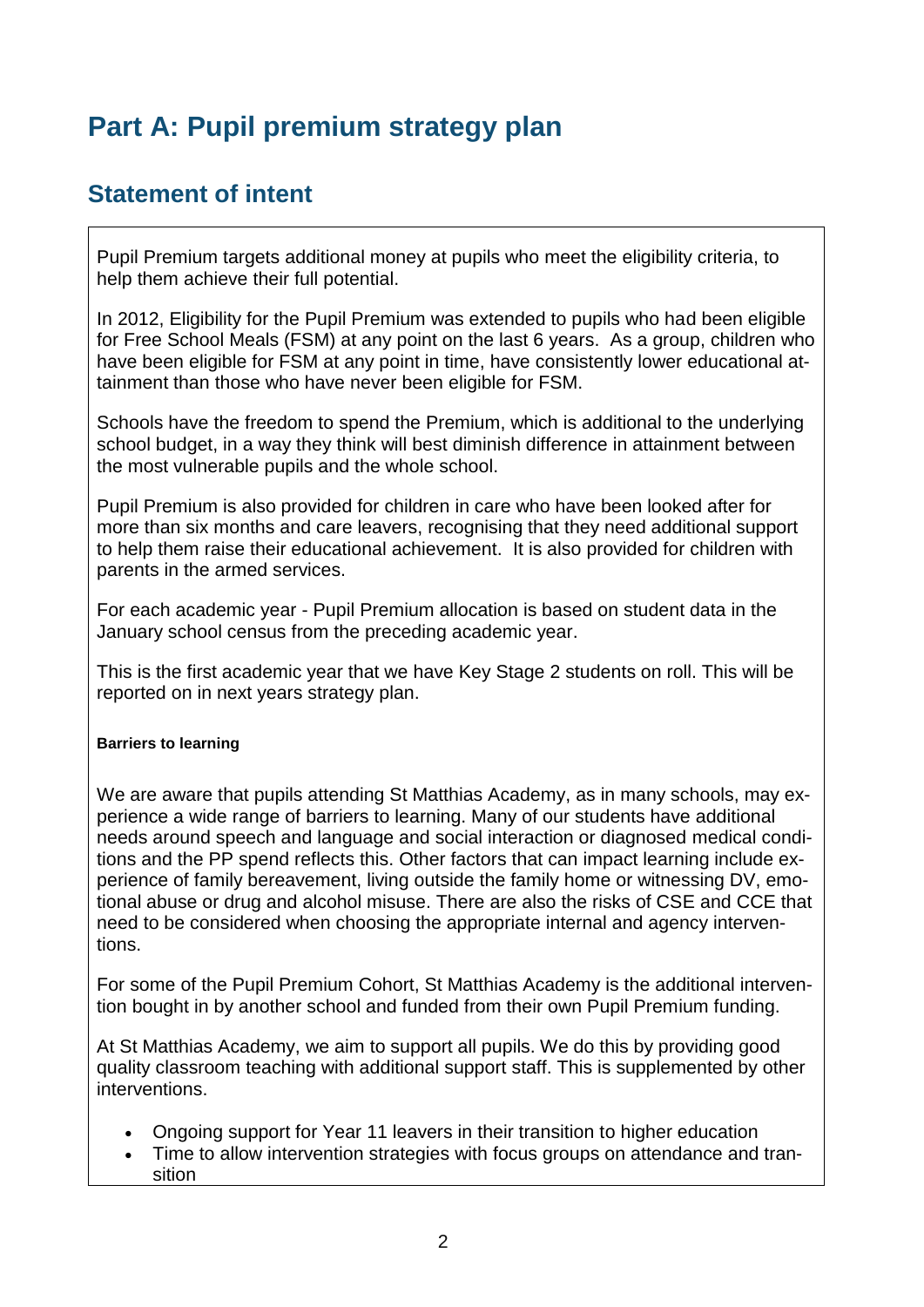# Part A: Pupil premium strategy plan

## Statement of intent

Pupil Premium targets additional money at pupils who meet the eligibility criteria, to help them achieve their full potential.

In 2012, Eligibility for the Pupil Premium was extended to pupils who had been eligible for Free School Meals (FSM) at any point on the last 6 years. As a group, children who have been eligible for FSM at any point in time, have consistently lower educational attainment than those who have never been eligible for FSM.

Schools have the freedom to spend the Premium, which is additional to the underlying school budget, in a way they think will best diminish difference in attainment between the most vulnerable pupils and the whole school.

Pupil Premium is also provided for children in care who have been looked after for more than six months and care leavers, recognising that they need additional support to help them raise their educational achievement. It is also provided for children with parents in the armed services.

For each academic year - Pupil Premium allocation is based on student data in the January school census from the preceding academic year.

This is the first academic year that we have Key Stage 2 students on roll. This will be reported on in next years strategy plan.

**Barriers to learning**

We are aware that pupils attending St Matthias Academy, as in many schools, may experience a wide range of barriers to learning. Many of our students have additional needs around speech and language and social interaction or diagnosed medical conditions and the PP spend reflects this. Other factors that can impact learning include experience of family bereavement, living outside the family home or witnessing DV, emotional abuse or drug and alcohol misuse. There are also the risks of CSE and CCE that need to be considered when choosing the appropriate internal and agency interventions.

For some of the Pupil Premium Cohort, St Matthias Academy is the additional intervention bought in by another school and funded from their own Pupil Premium funding.

At St Matthias Academy, we aim to support all pupils. We do this by providing good quality classroom teaching with additional support staff. This is supplemented by other interventions.

- Ongoing support for Year 11 leavers in their transition to higher education
- Time to allow intervention strategies with focus groups on attendance and transition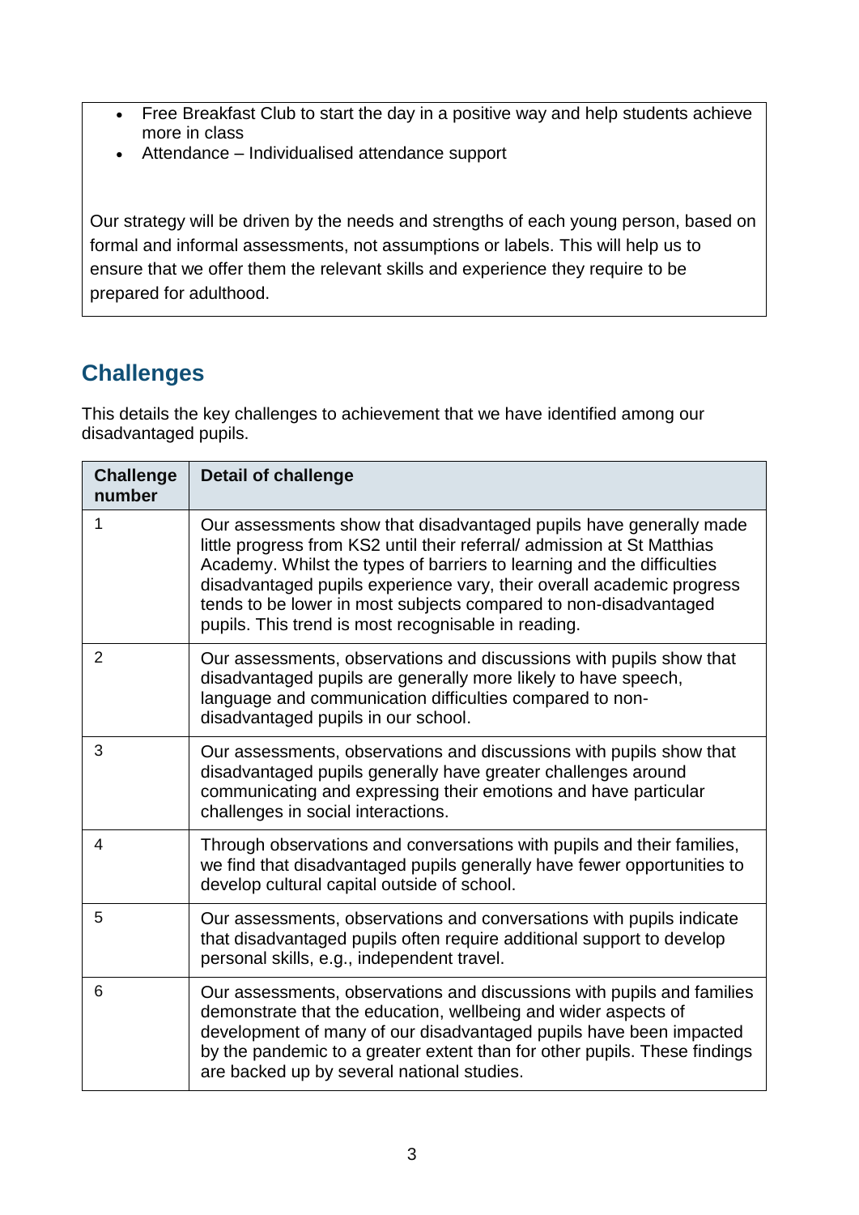- Free Breakfast Club to start the day in a positive way and help students achieve more in class
- Attendance – Individualised attendance support

Our strategy will be driven by the needs and strengths of each young person, based on formal and informal assessments, not assumptions or labels. This will help us to ensure that we offer them the relevant skills and experience they require to be prepared for adulthood.

## Challenges

This details the key challenges to achievement that we have identified among our disadvantaged pupils.

| Challenge number | Detail of challenge |
| --- | --- |
| 1 | Our assessments show that disadvantaged pupils have generally made little progress from KS2 until their referral/ admission at St Matthias Academy. Whilst the types of barriers to learning and the difficulties disadvantaged pupils experience vary, their overall academic progress tends to be lower in most subjects compared to non-disadvantaged pupils. This trend is most recognisable in reading. |
| 2 | Our assessments, observations and discussions with pupils show that disadvantaged pupils are generally more likely to have speech, language and communication difficulties compared to non-disadvantaged pupils in our school. |
| 3 | Our assessments, observations and discussions with pupils show that disadvantaged pupils generally have greater challenges around communicating and expressing their emotions and have particular challenges in social interactions. |
| 4 | Through observations and conversations with pupils and their families, we find that disadvantaged pupils generally have fewer opportunities to develop cultural capital outside of school. |
| 5 | Our assessments, observations and conversations with pupils indicate that disadvantaged pupils often require additional support to develop personal skills, e.g., independent travel. |
| 6 | Our assessments, observations and discussions with pupils and families demonstrate that the education, wellbeing and wider aspects of development of many of our disadvantaged pupils have been impacted by the pandemic to a greater extent than for other pupils. These findings are backed up by several national studies. |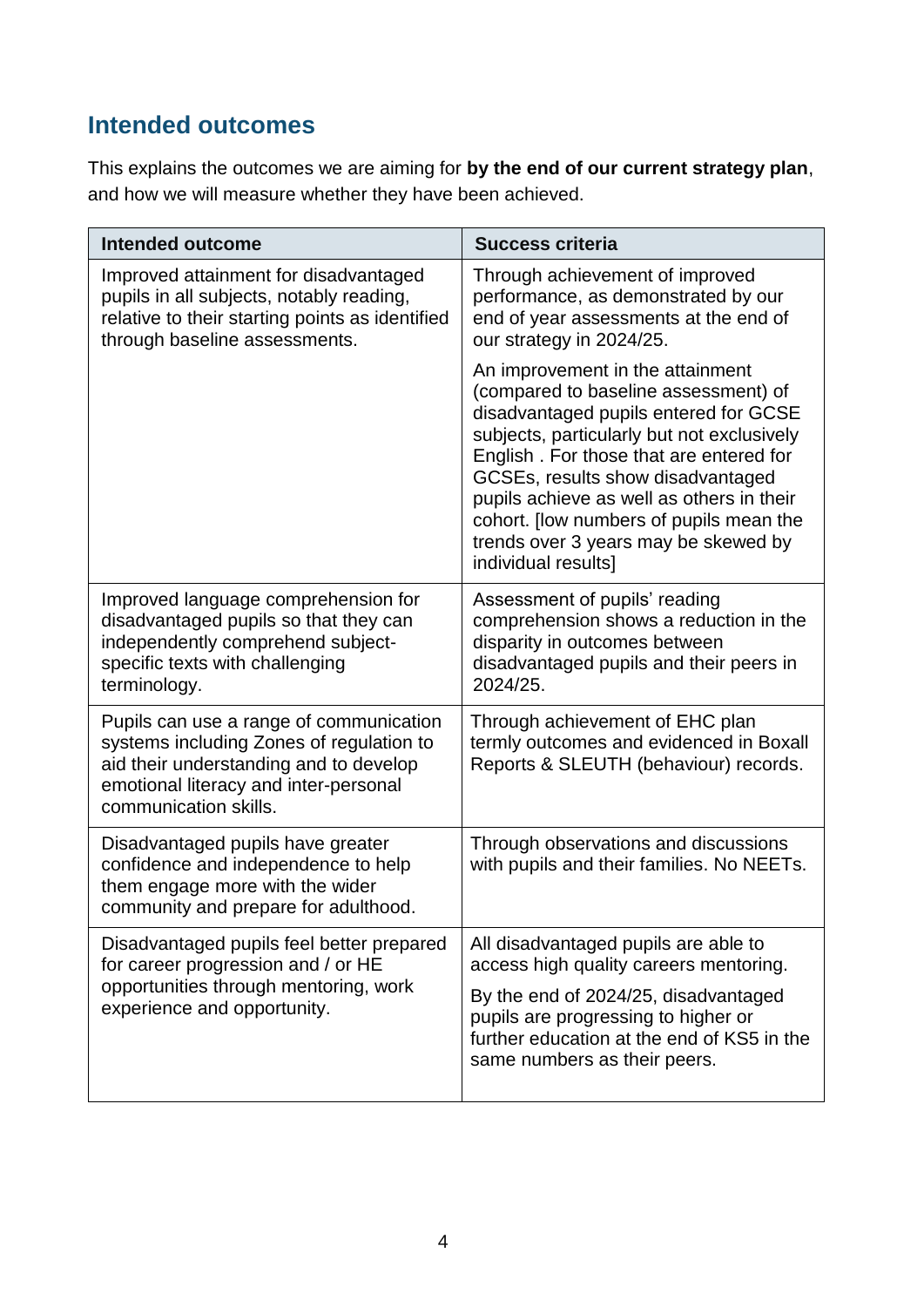## Intended outcomes

This explains the outcomes we are aiming for **by the end of our current strategy plan**, and how we will measure whether they have been achieved.

| Intended outcome | Success criteria |
| --- | --- |
| Improved attainment for disadvantaged pupils in all subjects, notably reading, relative to their starting points as identified through baseline assessments. | Through achievement of improved performance, as demonstrated by our end of year assessments at the end of our strategy in 2024/25.<br><br>An improvement in the attainment (compared to baseline assessment) of disadvantaged pupils entered for GCSE subjects, particularly but not exclusively English . For those that are entered for GCSEs, results show disadvantaged pupils achieve as well as others in their cohort. [low numbers of pupils mean the trends over 3 years may be skewed by individual results] |
| Improved language comprehension for disadvantaged pupils so that they can independently comprehend subject-specific texts with challenging terminology. | Assessment of pupils' reading comprehension shows a reduction in the disparity in outcomes between disadvantaged pupils and their peers in 2024/25. |
| Pupils can use a range of communication systems including Zones of regulation to aid their understanding and to develop emotional literacy and inter-personal communication skills. | Through achievement of EHC plan termly outcomes and evidenced in Boxall Reports & SLEUTH (behaviour) records. |
| Disadvantaged pupils have greater confidence and independence to help them engage more with the wider community and prepare for adulthood. | Through observations and discussions with pupils and their families. No NEETs. |
| Disadvantaged pupils feel better prepared for career progression and / or HE opportunities through mentoring, work experience and opportunity. | All disadvantaged pupils are able to access high quality careers mentoring.<br><br>By the end of 2024/25, disadvantaged pupils are progressing to higher or further education at the end of KS5 in the same numbers as their peers. |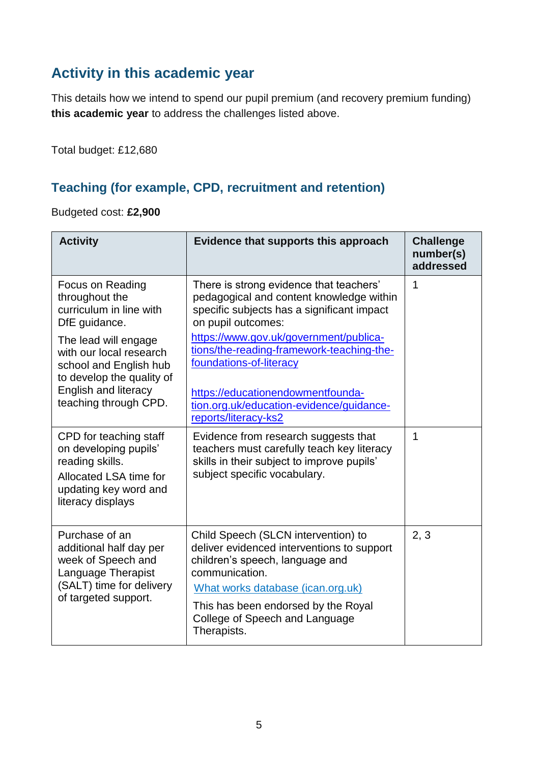## Activity in this academic year

This details how we intend to spend our pupil premium (and recovery premium funding) **this academic year** to address the challenges listed above.

Total budget: £12,680

### Teaching (for example, CPD, recruitment and retention)

Budgeted cost: **£2,900**

| Activity | Evidence that supports this approach | Challenge number(s) addressed |
|---|---|---|
| Focus on Reading throughout the curriculum in line with DfE guidance.<br><br>The lead will engage with our local research school and English hub to develop the quality of English and literacy teaching through CPD. | There is strong evidence that teachers' pedagogical and content knowledge within specific subjects has a significant impact on pupil outcomes:<br><br>https://www.gov.uk/government/publications/the-reading-framework-teaching-the-foundations-of-literacy<br><br>https://educationendowmentfoundation.org.uk/education-evidence/guidance-reports/literacy-ks2 | 1 |
| CPD for teaching staff on developing pupils' reading skills.<br><br>Allocated LSA time for updating key word and literacy displays | Evidence from research suggests that teachers must carefully teach key literacy skills in their subject to improve pupils' subject specific vocabulary. | 1 |
| Purchase of an additional half day per week of Speech and Language Therapist (SALT) time for delivery of targeted support. | Child Speech (SLCN intervention) to deliver evidenced interventions to support children's speech, language and communication.<br><br>What works database (ican.org.uk)<br><br>This has been endorsed by the Royal College of Speech and Language Therapists. | 2, 3 |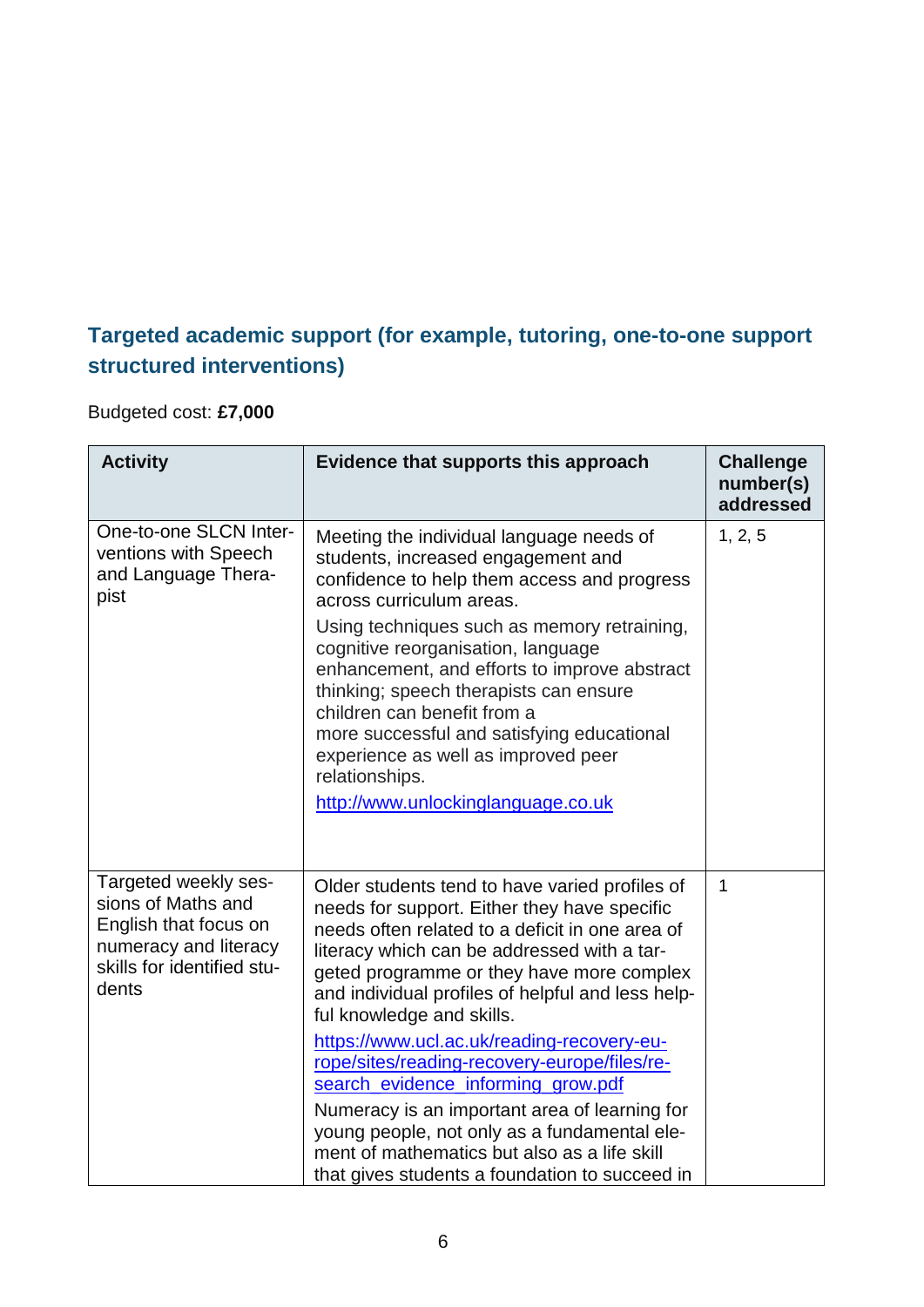## Targeted academic support (for example, tutoring, one-to-one support structured interventions)

Budgeted cost: **£7,000**

| Activity | Evidence that supports this approach | Challenge number(s) addressed |
|---|---|---|
| One-to-one SLCN Interventions with Speech and Language Therapist | Meeting the individual language needs of students, increased engagement and confidence to help them access and progress across curriculum areas.<br><br>Using techniques such as memory retraining, cognitive reorganisation, language enhancement, and efforts to improve abstract thinking; speech therapists can ensure children can benefit from a more successful and satisfying educational experience as well as improved peer relationships.<br><br>[http://www.unlockinglanguage.co.uk](http://www.unlockinglanguage.co.uk) | 1, 2, 5 |
| Targeted weekly sessions of Maths and English that focus on numeracy and literacy skills for identified students | Older students tend to have varied profiles of needs for support. Either they have specific needs often related to a deficit in one area of literacy which can be addressed with a targeted programme or they have more complex and individual profiles of helpful and less helpful knowledge and skills.<br><br>[https://www.ucl.ac.uk/reading-recovery-europe/sites/reading-recovery-europe/files/research_evidence_informing_grow.pdf](https://www.ucl.ac.uk/reading-recovery-europe/sites/reading-recovery-europe/files/research_evidence_informing_grow.pdf)<br><br>Numeracy is an important area of learning for young people, not only as a fundamental element of mathematics but also as a life skill that gives students a foundation to succeed in | 1 |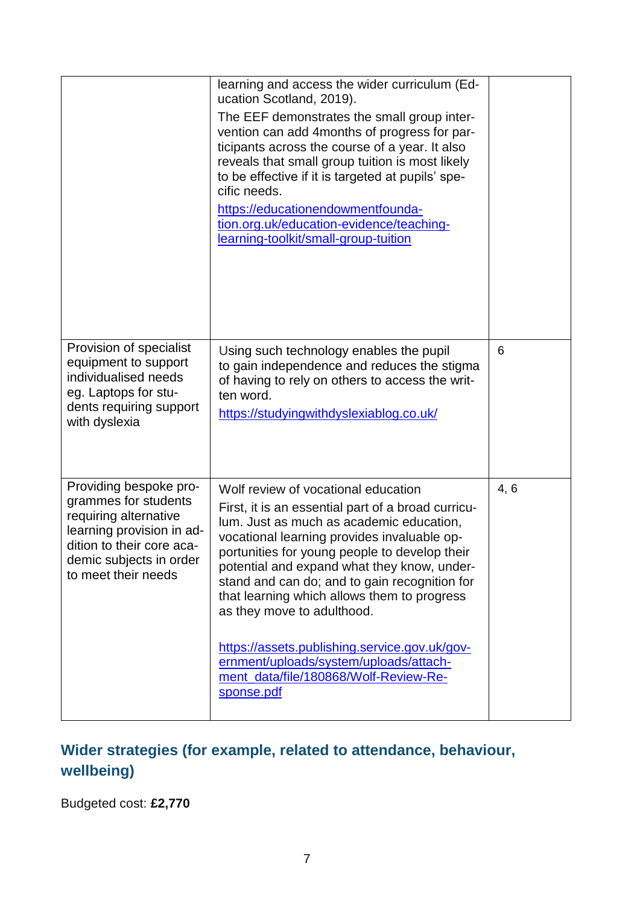| | | |
|---|---|---|
| | learning and access the wider curriculum (Education Scotland, 2019).<br>The EEF demonstrates the small group intervention can add 4months of progress for participants across the course of a year. It also reveals that small group tuition is most likely to be effective if it is targeted at pupils' specific needs.<br>https://educationendowmentfoundation.org.uk/education-evidence/teaching-learning-toolkit/small-group-tuition | |
| Provision of specialist equipment to support individualised needs eg. Laptops for students requiring support with dyslexia | Using such technology enables the pupil to gain independence and reduces the stigma of having to rely on others to access the written word.<br>https://studyingwithdyslexiablog.co.uk/ | 6 |
| Providing bespoke programmes for students requiring alternative learning provision in addition to their core academic subjects in order to meet their needs | Wolf review of vocational education<br>First, it is an essential part of a broad curriculum. Just as much as academic education, vocational learning provides invaluable opportunities for young people to develop their potential and expand what they know, understand and can do; and to gain recognition for that learning which allows them to progress as they move to adulthood.<br><br>https://assets.publishing.service.gov.uk/government/uploads/system/uploads/attachment_data/file/180868/Wolf-Review-Response.pdf | 4, 6 |

## Wider strategies (for example, related to attendance, behaviour, wellbeing)

Budgeted cost: **£2,770**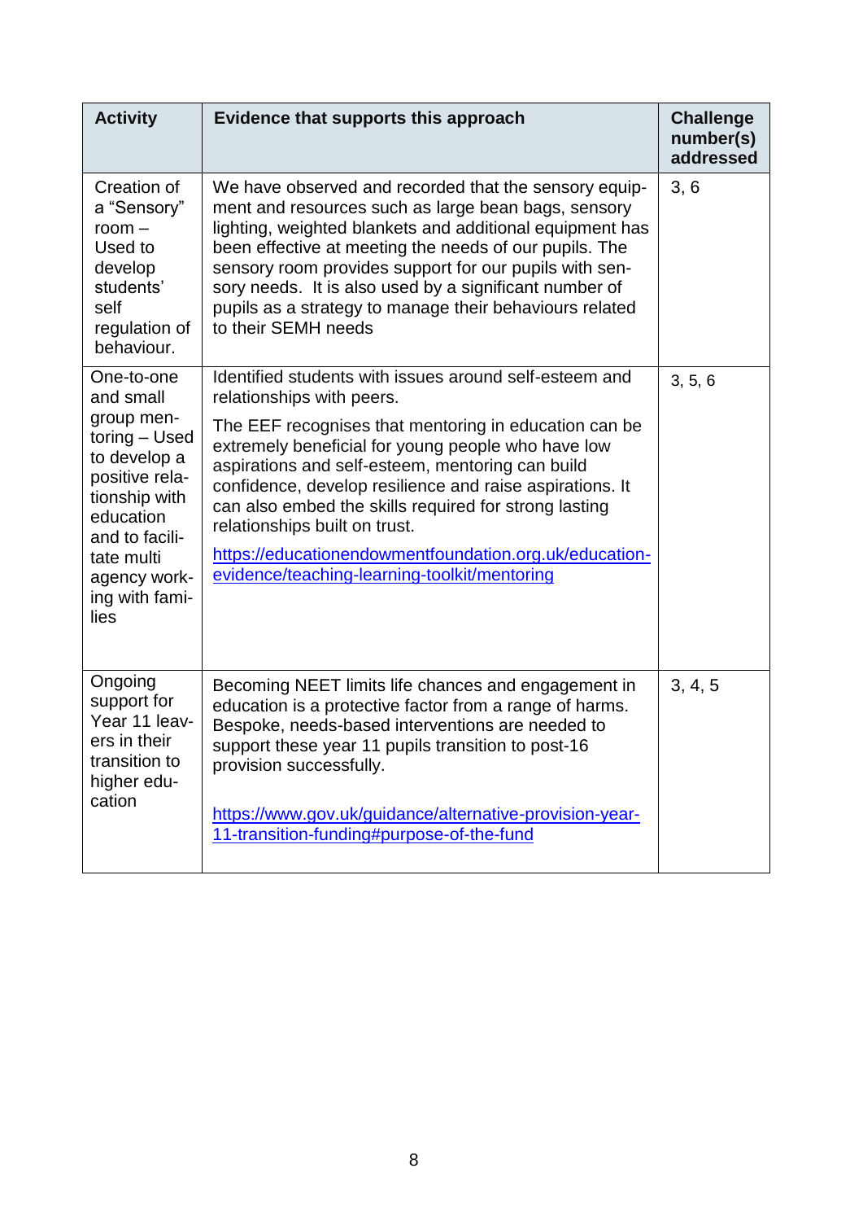| Activity | Evidence that supports this approach | Challenge number(s) addressed |
|---|---|---|
| Creation of a "Sensory" room – Used to develop students' self regulation of behaviour. | We have observed and recorded that the sensory equipment and resources such as large bean bags, sensory lighting, weighted blankets and additional equipment has been effective at meeting the needs of our pupils. The sensory room provides support for our pupils with sensory needs. It is also used by a significant number of pupils as a strategy to manage their behaviours related to their SEMH needs | 3, 6 |
| One-to-one and small group mentoring – Used to develop a positive relationship with education and to facilitate multi agency working with families | Identified students with issues around self-esteem and relationships with peers.<br><br>The EEF recognises that mentoring in education can be extremely beneficial for young people who have low aspirations and self-esteem, mentoring can build confidence, develop resilience and raise aspirations. It can also embed the skills required for strong lasting relationships built on trust.<br><br>[https://educationendowmentfoundation.org.uk/education-evidence/teaching-learning-toolkit/mentoring](https://educationendowmentfoundation.org.uk/education-evidence/teaching-learning-toolkit/mentoring) | 3, 5, 6 |
| Ongoing support for Year 11 leavers in their transition to higher education | Becoming NEET limits life chances and engagement in education is a protective factor from a range of harms. Bespoke, needs-based interventions are needed to support these year 11 pupils transition to post-16 provision successfully.<br><br>[https://www.gov.uk/guidance/alternative-provision-year-11-transition-funding#purpose-of-the-fund](https://www.gov.uk/guidance/alternative-provision-year-11-transition-funding#purpose-of-the-fund) | 3, 4, 5 |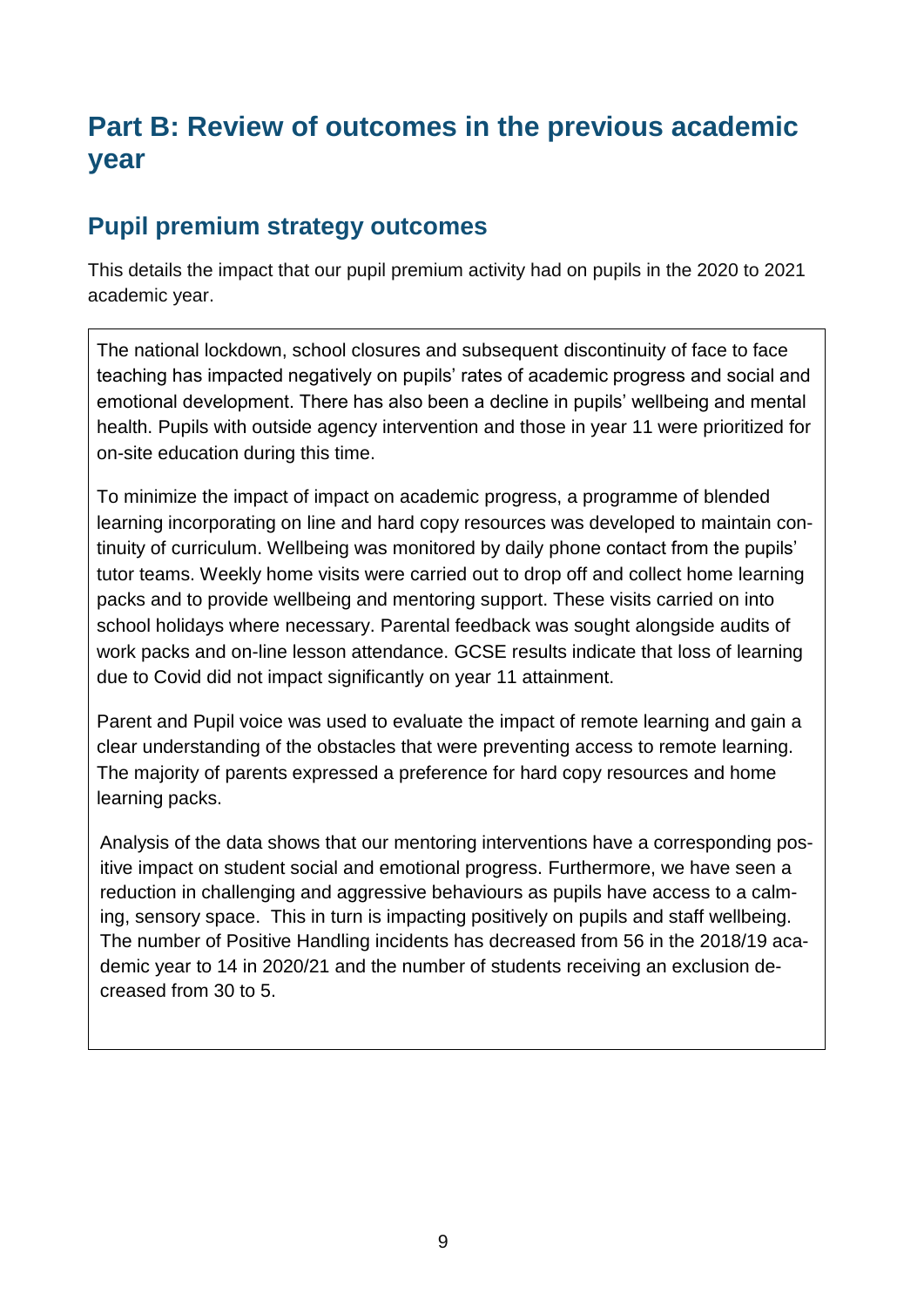# Part B: Review of outcomes in the previous academic year

## Pupil premium strategy outcomes

This details the impact that our pupil premium activity had on pupils in the 2020 to 2021 academic year.

The national lockdown, school closures and subsequent discontinuity of face to face teaching has impacted negatively on pupils' rates of academic progress and social and emotional development. There has also been a decline in pupils' wellbeing and mental health. Pupils with outside agency intervention and those in year 11 were prioritized for on-site education during this time.

To minimize the impact of impact on academic progress, a programme of blended learning incorporating on line and hard copy resources was developed to maintain continuity of curriculum. Wellbeing was monitored by daily phone contact from the pupils' tutor teams. Weekly home visits were carried out to drop off and collect home learning packs and to provide wellbeing and mentoring support. These visits carried on into school holidays where necessary. Parental feedback was sought alongside audits of work packs and on-line lesson attendance. GCSE results indicate that loss of learning due to Covid did not impact significantly on year 11 attainment.

Parent and Pupil voice was used to evaluate the impact of remote learning and gain a clear understanding of the obstacles that were preventing access to remote learning. The majority of parents expressed a preference for hard copy resources and home learning packs.

Analysis of the data shows that our mentoring interventions have a corresponding positive impact on student social and emotional progress. Furthermore, we have seen a reduction in challenging and aggressive behaviours as pupils have access to a calming, sensory space. This in turn is impacting positively on pupils and staff wellbeing. The number of Positive Handling incidents has decreased from 56 in the 2018/19 academic year to 14 in 2020/21 and the number of students receiving an exclusion decreased from 30 to 5.